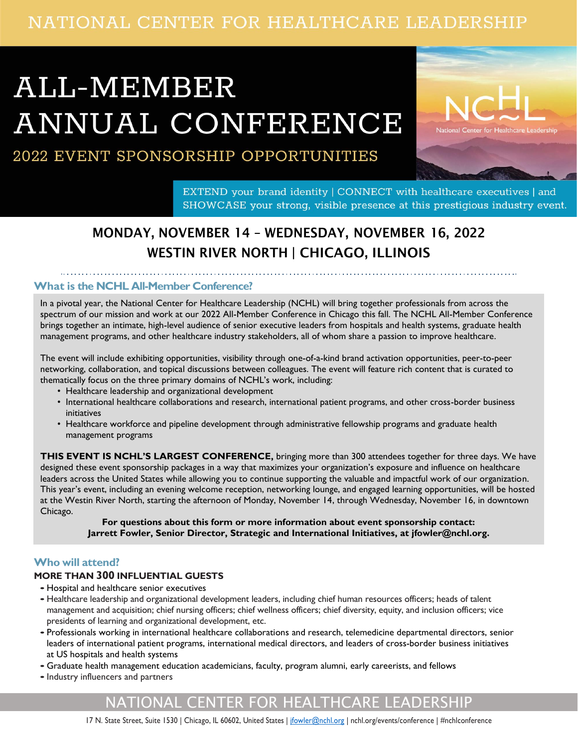NATIONAL CENTER FOR HEALTHCARE LEADERSHIP

# ALL-MEMBER ANNUAL CONFERENCE

## 2022 EVENT SPONSORSHIP OPPORTUNITIES

NCHL National Center for Healthcare Leadership

EXTEND your brand identity | CONNECT with healthcare executives | and SHOWCASE your strong, visible presence at this prestigious industry event.

## MONDAY, NOVEMBER 14 – WEDNESDAY, NOVEMBER 16, 2022
## WESTIN RIVER NORTH | CHICAGO, ILLINOIS

### What is the NCHL All-Member Conference?

In a pivotal year, the National Center for Healthcare Leadership (NCHL) will bring together professionals from across the spectrum of our mission and work at our 2022 All-Member Conference in Chicago this fall. The NCHL All-Member Conference brings together an intimate, high-level audience of senior executive leaders from hospitals and health systems, graduate health management programs, and other healthcare industry stakeholders, all of whom share a passion to improve healthcare.

The event will include exhibiting opportunities, visibility through one-of-a-kind brand activation opportunities, peer-to-peer networking, collaboration, and topical discussions between colleagues. The event will feature rich content that is curated to thematically focus on the three primary domains of NCHL's work, including:

- Healthcare leadership and organizational development
- International healthcare collaborations and research, international patient programs, and other cross-border business initiatives
- Healthcare workforce and pipeline development through administrative fellowship programs and graduate health management programs

**THIS EVENT IS NCHL'S LARGEST CONFERENCE,** bringing more than 300 attendees together for three days. We have designed these event sponsorship packages in a way that maximizes your organization's exposure and influence on healthcare leaders across the United States while allowing you to continue supporting the valuable and impactful work of our organization. This year's event, including an evening welcome reception, networking lounge, and engaged learning opportunities, will be hosted at the Westin River North, starting the afternoon of Monday, November 14, through Wednesday, November 16, in downtown Chicago.

**For questions about this form or more information about event sponsorship contact: Jarrett Fowler, Senior Director, Strategic and International Initiatives, at jfowler@nchl.org.**

### Who will attend?

**MORE THAN 300 INFLUENTIAL GUESTS**

- Hospital and healthcare senior executives
- Healthcare leadership and organizational development leaders, including chief human resources officers; heads of talent management and acquisition; chief nursing officers; chief wellness officers; chief diversity, equity, and inclusion officers; vice presidents of learning and organizational development, etc.
- Professionals working in international healthcare collaborations and research, telemedicine departmental directors, senior leaders of international patient programs, international medical directors, and leaders of cross-border business initiatives at US hospitals and health systems
- Graduate health management education academicians, faculty, program alumni, early careerists, and fellows
- Industry influencers and partners

NATIONAL CENTER FOR HEALTHCARE LEADERSHIP

17 N. State Street, Suite 1530 | Chicago, IL 60602, United States | jfowler@nchl.org | nchl.org/events/conference | #nchlconference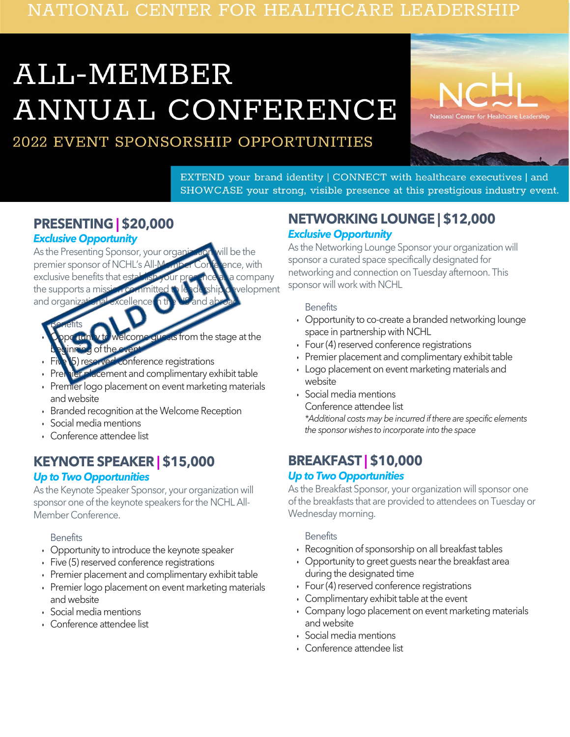NATIONAL CENTER FOR HEALTHCARE LEADERSHIP

# ALL-MEMBER ANNUAL CONFERENCE

## 2022 EVENT SPONSORSHIP OPPORTUNITIES

EXTEND your brand identity | CONNECT with healthcare executives | and SHOWCASE your strong, visible presence at this prestigious industry event.

## PRESENTING | $20,000

***Exclusive Opportunity***

SOLD OUT

As the Presenting Sponsor, your organization will be the premier sponsor of NCHL's All-Member Conference, with exclusive benefits that establish your presence as a company the supports a mission committed to leadership development and organizational excellence in the US and abroad.

Benefits

- Opportunity to welcome guests from the stage at the beginning of the event
- Five (5) reserved conference registrations
- Premier placement and complimentary exhibit table
- Premier logo placement on event marketing materials and website
- Branded recognition at the Welcome Reception
- Social media mentions
- Conference attendee list

## KEYNOTE SPEAKER | $15,000

***Up to Two Opportunities***

As the Keynote Speaker Sponsor, your organization will sponsor one of the keynote speakers for the NCHL All-Member Conference.

Benefits

- Opportunity to introduce the keynote speaker
- Five (5) reserved conference registrations
- Premier placement and complimentary exhibit table
- Premier logo placement on event marketing materials and website
- Social media mentions
- Conference attendee list

## NETWORKING LOUNGE | $12,000

***Exclusive Opportunity***

As the Networking Lounge Sponsor your organization will sponsor a curated space specifically designated for networking and connection on Tuesday afternoon. This sponsor will work with NCHL

Benefits

- Opportunity to co-create a branded networking lounge space in partnership with NCHL
- Four (4) reserved conference registrations
- Premier placement and complimentary exhibit table
- Logo placement on event marketing materials and website
- Social media mentions
  Conference attendee list
  *\*Additional costs may be incurred if there are specific elements the sponsor wishes to incorporate into the space*

## BREAKFAST | $10,000

***Up to Two Opportunities***

As the Breakfast Sponsor, your organization will sponsor one of the breakfasts that are provided to attendees on Tuesday or Wednesday morning.

Benefits

- Recognition of sponsorship on all breakfast tables
- Opportunity to greet guests near the breakfast area during the designated time
- Four (4) reserved conference registrations
- Complimentary exhibit table at the event
- Company logo placement on event marketing materials and website
- Social media mentions
- Conference attendee list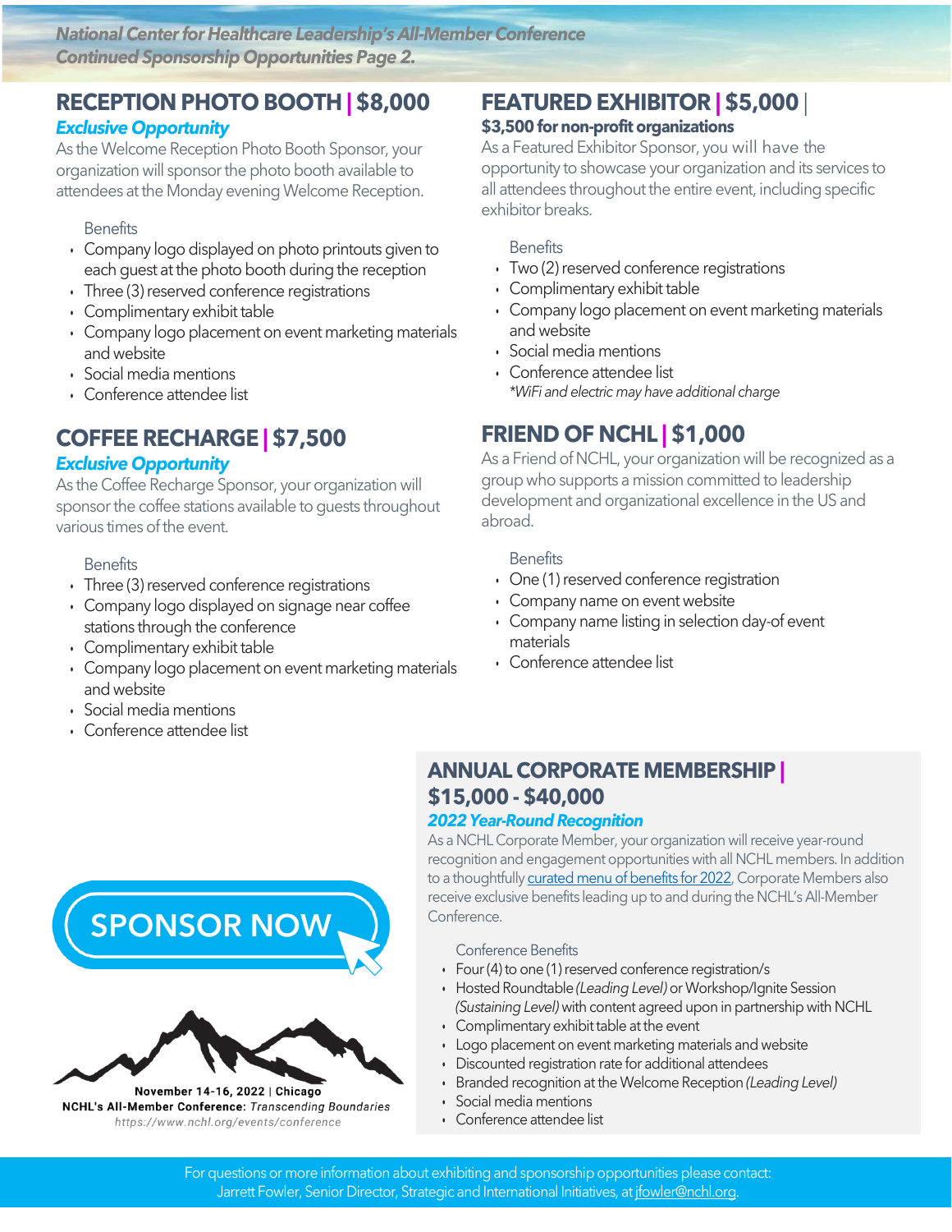*National Center for Healthcare Leadership's All-Member Conference*
*Continued Sponsorship Opportunities Page 2.*

## RECEPTION PHOTO BOOTH | $8,000

***Exclusive Opportunity***

As the Welcome Reception Photo Booth Sponsor, your organization will sponsor the photo booth available to attendees at the Monday evening Welcome Reception.

Benefits

- Company logo displayed on photo printouts given to each guest at the photo booth during the reception
- Three (3) reserved conference registrations
- Complimentary exhibit table
- Company logo placement on event marketing materials and website
- Social media mentions
- Conference attendee list

## COFFEE RECHARGE | $7,500

***Exclusive Opportunity***

As the Coffee Recharge Sponsor, your organization will sponsor the coffee stations available to guests throughout various times of the event.

Benefits

- Three (3) reserved conference registrations
- Company logo displayed on signage near coffee stations through the conference
- Complimentary exhibit table
- Company logo placement on event marketing materials and website
- Social media mentions
- Conference attendee list

## FEATURED EXHIBITOR | $5,000 |

**$3,500 for non-profit organizations**

As a Featured Exhibitor Sponsor, you will have the opportunity to showcase your organization and its services to all attendees throughout the entire event, including specific exhibitor breaks.

Benefits

- Two (2) reserved conference registrations
- Complimentary exhibit table
- Company logo placement on event marketing materials and website
- Social media mentions
- Conference attendee list

*\*WiFi and electric may have additional charge*

## FRIEND OF NCHL | $1,000

As a Friend of NCHL, your organization will be recognized as a group who supports a mission committed to leadership development and organizational excellence in the US and abroad.

Benefits

- One (1) reserved conference registration
- Company name on event website
- Company name listing in selection day-of event materials
- Conference attendee list

## ANNUAL CORPORATE MEMBERSHIP | $15,000 - $40,000

***2022 Year-Round Recognition***

As a NCHL Corporate Member, your organization will receive year-round recognition and engagement opportunities with all NCHL members. In addition to a thoughtfully curated menu of benefits for 2022, Corporate Members also receive exclusive benefits leading up to and during the NCHL's All-Member Conference.

Conference Benefits

- Four (4) to one (1) reserved conference registration/s
- Hosted Roundtable *(Leading Level)* or Workshop/Ignite Session *(Sustaining Level)* with content agreed upon in partnership with NCHL
- Complimentary exhibit table at the event
- Logo placement on event marketing materials and website
- Discounted registration rate for additional attendees
- Branded recognition at the Welcome Reception *(Leading Level)*
- Social media mentions
- Conference attendee list

SPONSOR NOW

November 14-16, 2022 | Chicago
NCHL's All-Member Conference: *Transcending Boundaries*
https://www.nchl.org/events/conference

For questions or more information about exhibiting and sponsorship opportunities please contact:
Jarrett Fowler, Senior Director, Strategic and International Initiatives, at jfowler@nchl.org.